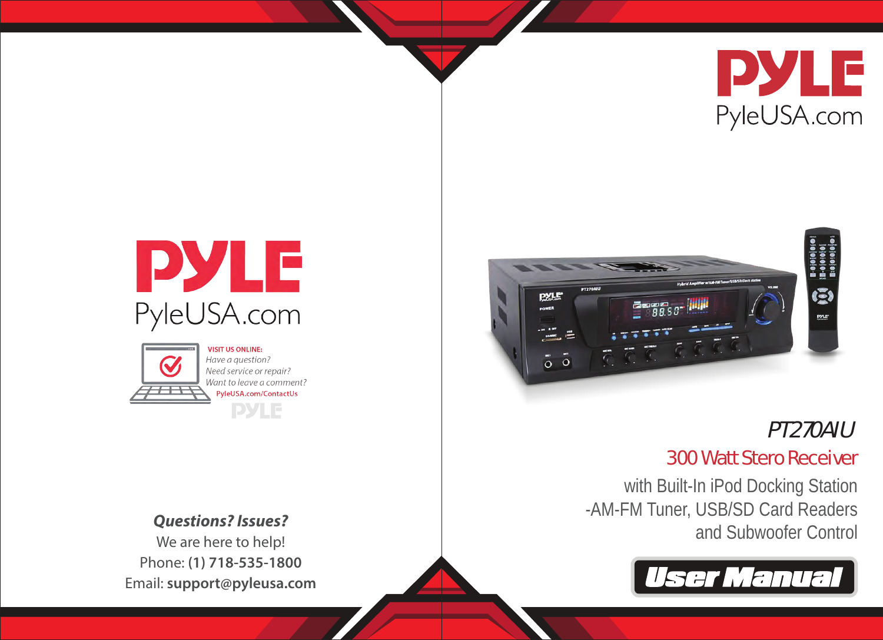# PYLE

PyleUSA.com

**VISIT US ONLINE:**

*Have a question?*
*Need service or repair?*
*Want to leave a comment?*

PyleUSA.com/ContactUs

***Questions? Issues?***

We are here to help!

Phone: **(1) 718-535-1800**

Email: **support@pyleusa.com**

# PYLE

PyleUSA.com

*PT270AIU*

## 300 Watt Stero Receiver

with Built-In iPod Docking Station
-AM-FM Tuner, USB/SD Card Readers
and Subwoofer Control

**User Manual**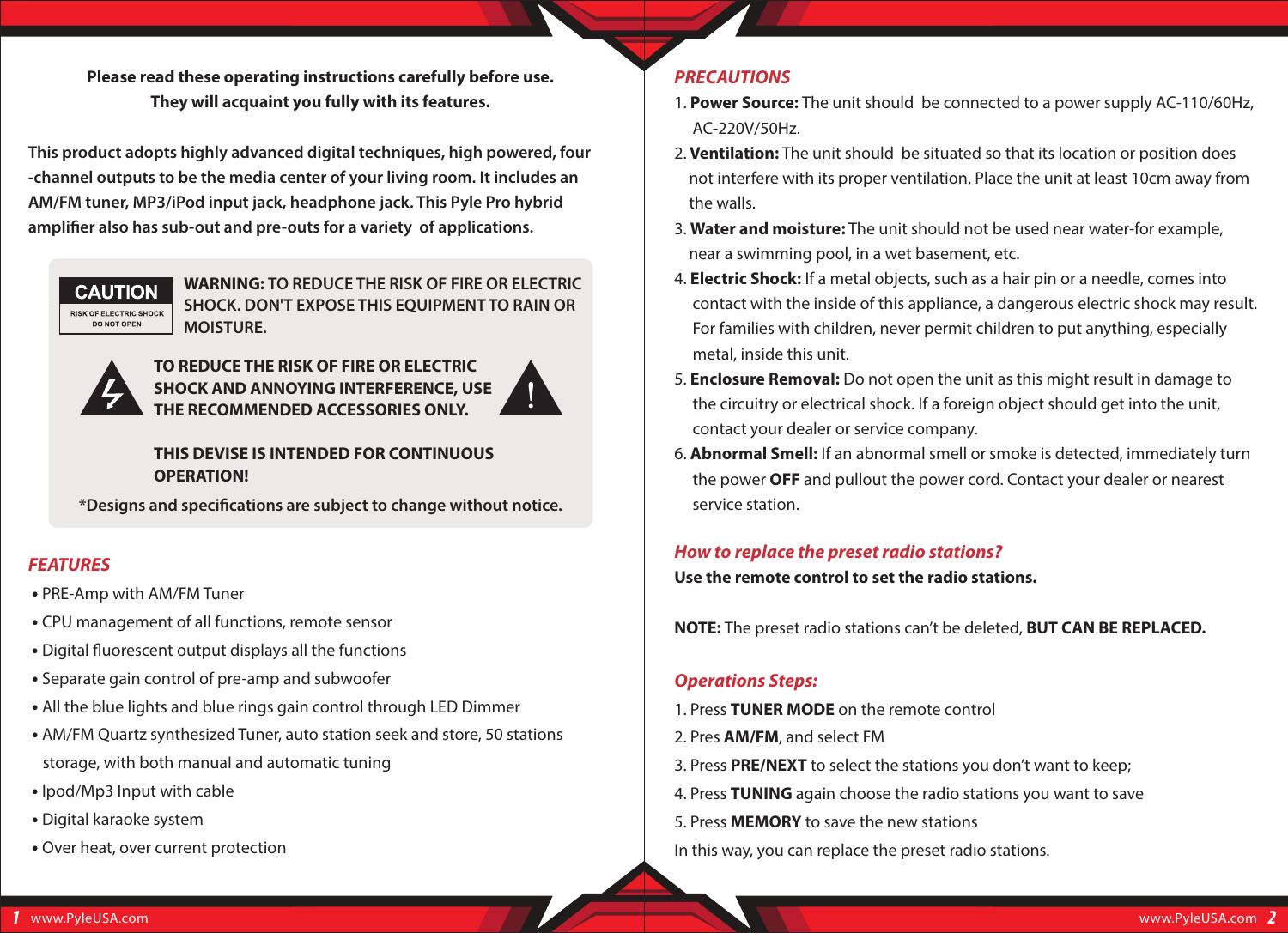**Please read these operating instructions carefully before use. They will acquaint you fully with its features.**

**This product adopts highly advanced digital techniques, high powered, four -channel outputs to be the media center of your living room. It includes an AM/FM tuner, MP3/iPod input jack, headphone jack. This Pyle Pro hybrid amplifier also has sub-out and pre-outs for a variety of applications.**

**CAUTION**
RISK OF ELECTRIC SHOCK
DO NOT OPEN

**WARNING: TO REDUCE THE RISK OF FIRE OR ELECTRIC SHOCK. DON'T EXPOSE THIS EQUIPMENT TO RAIN OR MOISTURE.**

**TO REDUCE THE RISK OF FIRE OR ELECTRIC SHOCK AND ANNOYING INTERFERENCE, USE THE RECOMMENDED ACCESSORIES ONLY.**

**THIS DEVISE IS INTENDED FOR CONTINUOUS OPERATION!**

***Designs and specifications are subject to change without notice.**

## *FEATURES*

- PRE-Amp with AM/FM Tuner
- CPU management of all functions, remote sensor
- Digital fluorescent output displays all the functions
- Separate gain control of pre-amp and subwoofer
- All the blue lights and blue rings gain control through LED Dimmer
- AM/FM Quartz synthesized Tuner, auto station seek and store, 50 stations storage, with both manual and automatic tuning
- Ipod/Mp3 Input with cable
- Digital karaoke system
- Over heat, over current protection

## *PRECAUTIONS*

1. **Power Source:** The unit should be connected to a power supply AC-110/60Hz, AC-220V/50Hz.
2. **Ventilation:** The unit should be situated so that its location or position does not interfere with its proper ventilation. Place the unit at least 10cm away from the walls.
3. **Water and moisture:** The unit should not be used near water-for example, near a swimming pool, in a wet basement, etc.
4. **Electric Shock:** If a metal objects, such as a hair pin or a needle, comes into contact with the inside of this appliance, a dangerous electric shock may result. For families with children, never permit children to put anything, especially metal, inside this unit.
5. **Enclosure Removal:** Do not open the unit as this might result in damage to the circuitry or electrical shock. If a foreign object should get into the unit, contact your dealer or service company.
6. **Abnormal Smell:** If an abnormal smell or smoke is detected, immediately turn the power **OFF** and pullout the power cord. Contact your dealer or nearest service station.

## *How to replace the preset radio stations?*

**Use the remote control to set the radio stations.**

**NOTE:** The preset radio stations can't be deleted, **BUT CAN BE REPLACED.**

### *Operations Steps:*

1. Press **TUNER MODE** on the remote control
2. Pres **AM/FM**, and select FM
3. Press **PRE/NEXT** to select the stations you don't want to keep;
4. Press **TUNING** again choose the radio stations you want to save
5. Press **MEMORY** to save the new stations

In this way, you can replace the preset radio stations.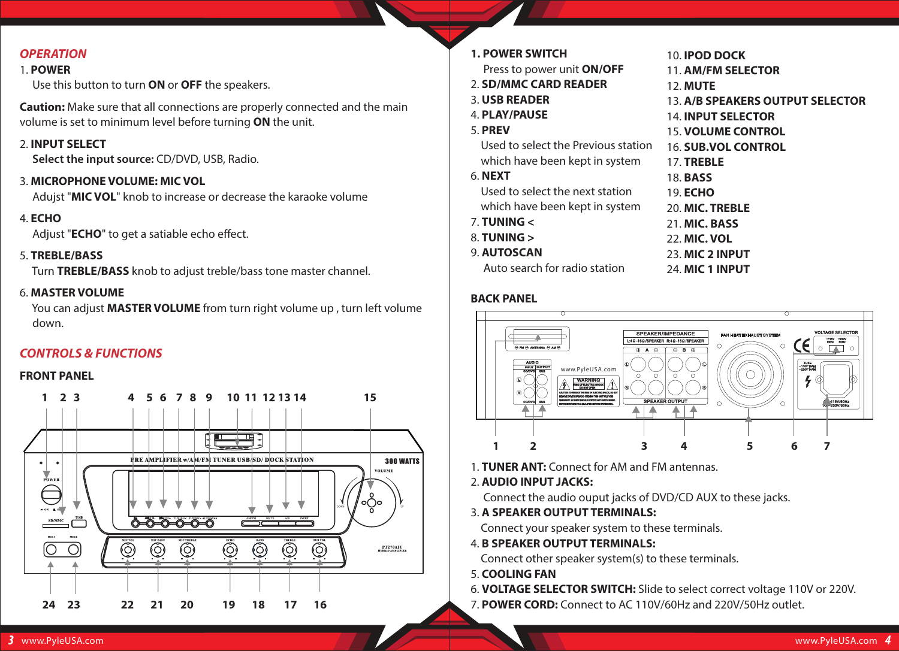## *OPERATION*

1. **POWER**
   Use this button to turn **ON** or **OFF** the speakers.

**Caution:** Make sure that all connections are properly connected and the main volume is set to minimum level before turning **ON** the unit.

2. **INPUT SELECT**
   **Select the input source:** CD/DVD, USB, Radio.

3. **MICROPHONE VOLUME: MIC VOL**
   Adujst "**MIC VOL**" knob to increase or decrease the karaoke volume

4. **ECHO**
   Adjust "**ECHO**" to get a satiable echo effect.

5. **TREBLE/BASS**
   Turn **TREBLE/BASS** knob to adjust treble/bass tone master channel.

6. **MASTER VOLUME**
   You can adjust **MASTER VOLUME** from turn right volume up , turn left volume down.

## *CONTROLS & FUNCTIONS*

### FRONT PANEL

1. **POWER SWITCH**
   Press to power unit **ON/OFF**
2. **SD/MMC CARD READER**
3. **USB READER**
4. **PLAY/PAUSE**
5. **PREV**
   Used to select the Previous station which have been kept in system
6. **NEXT**
   Used to select the next station which have been kept in system
7. **TUNING <**
8. **TUNING >**
9. **AUTOSCAN**
   Auto search for radio station
10. **IPOD DOCK**
11. **AM/FM SELECTOR**
12. **MUTE**
13. **A/B SPEAKERS OUTPUT SELECTOR**
14. **INPUT SELECTOR**
15. **VOLUME CONTROL**
16. **SUB.VOL CONTROL**
17. **TREBLE**
18. **BASS**
19. **ECHO**
20. **MIC. TREBLE**
21. **MIC. BASS**
22. **MIC. VOL**
23. **MIC 2 INPUT**
24. **MIC 1 INPUT**

### BACK PANEL

1. **TUNER ANT:** Connect for AM and FM antennas.
2. **AUDIO INPUT JACKS:**
   Connect the audio ouput jacks of DVD/CD AUX to these jacks.
3. **A SPEAKER OUTPUT TERMINALS:**
   Connect your speaker system to these terminals.
4. **B SPEAKER OUTPUT TERMINALS:**
   Connect other speaker system(s) to these terminals.
5. **COOLING FAN**
6. **VOLTAGE SELECTOR SWITCH:** Slide to select correct voltage 110V or 220V.
7. **POWER CORD:** Connect to AC 110V/60Hz and 220V/50Hz outlet.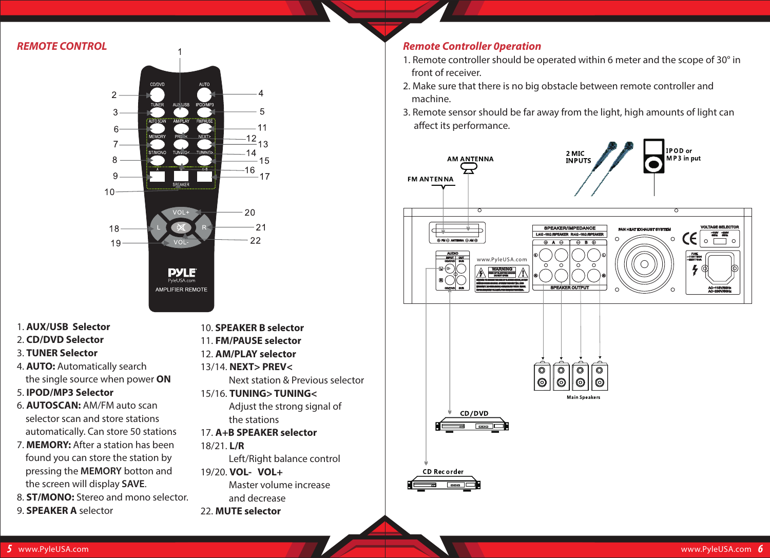## REMOTE CONTROL

1. **AUX/USB Selector**
2. **CD/DVD Selector**
3. **TUNER Selector**
4. **AUTO:** Automatically search the single source when power **ON**
5. **IPOD/MP3 Selector**
6. **AUTOSCAN:** AM/FM auto scan selector scan and store stations automatically. Can store 50 stations
7. **MEMORY:** After a station has been found you can store the station by pressing the **MEMORY** botton and the screen will display **SAVE**.
8. **ST/MONO:** Stereo and mono selector.
9. **SPEAKER A** selector
10. **SPEAKER B selector**
11. **FM/PAUSE selector**
12. **AM/PLAY selector**
13/14. **NEXT> PREV<**
   Next station & Previous selector
15/16. **TUNING> TUNING<**
   Adjust the strong signal of the stations
17. **A+B SPEAKER selector**
18/21. **L/R**
   Left/Right balance control
19/20. **VOL- VOL+**
   Master volume increase and decrease
22. **MUTE selector**

## Remote Controller 0peration

1. Remote controller should be operated within 6 meter and the scope of 30° in front of receiver.
2. Make sure that there is no big obstacle between remote controller and machine.
3. Remote sensor should be far away from the light, high amounts of light can affect its performance.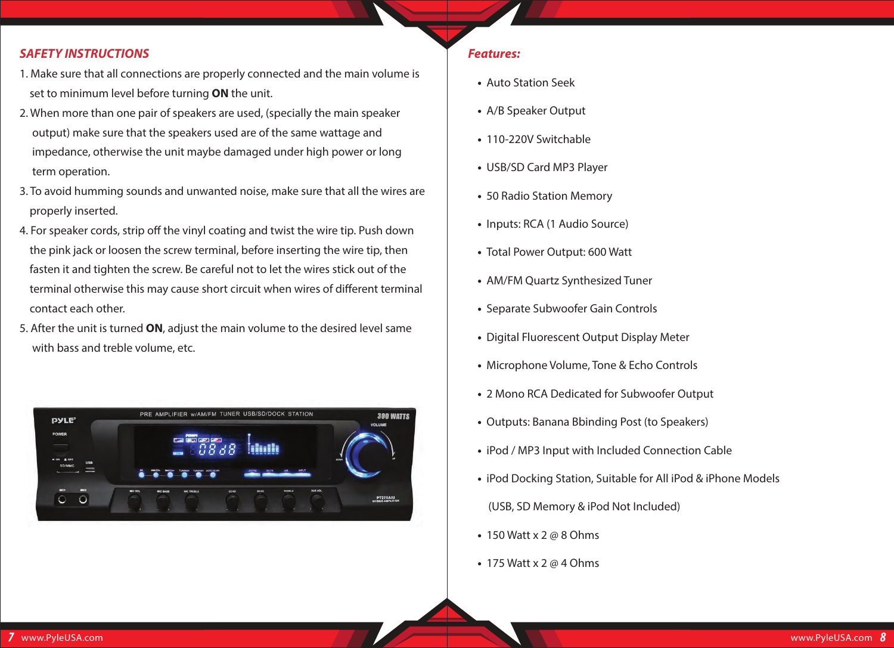## *SAFETY INSTRUCTIONS*

1. Make sure that all connections are properly connected and the main volume is set to minimum level before turning **ON** the unit.
2. When more than one pair of speakers are used, (specially the main speaker output) make sure that the speakers used are of the same wattage and impedance, otherwise the unit maybe damaged under high power or long term operation.
3. To avoid humming sounds and unwanted noise, make sure that all the wires are properly inserted.
4. For speaker cords, strip off the vinyl coating and twist the wire tip. Push down the pink jack or loosen the screw terminal, before inserting the wire tip, then fasten it and tighten the screw. Be careful not to let the wires stick out of the terminal otherwise this may cause short circuit when wires of different terminal contact each other.
5. After the unit is turned **ON**, adjust the main volume to the desired level same with bass and treble volume, etc.

## *Features:*

- Auto Station Seek
- A/B Speaker Output
- 110-220V Switchable
- USB/SD Card MP3 Player
- 50 Radio Station Memory
- Inputs: RCA (1 Audio Source)
- Total Power Output: 600 Watt
- AM/FM Quartz Synthesized Tuner
- Separate Subwoofer Gain Controls
- Digital Fluorescent Output Display Meter
- Microphone Volume, Tone & Echo Controls
- 2 Mono RCA Dedicated for Subwoofer Output
- Outputs: Banana Bbinding Post (to Speakers)
- iPod / MP3 Input with Included Connection Cable
- iPod Docking Station, Suitable for All iPod & iPhone Models

  (USB, SD Memory & iPod Not Included)
- 150 Watt x 2 @ 8 Ohms
- 175 Watt x 2 @ 4 Ohms